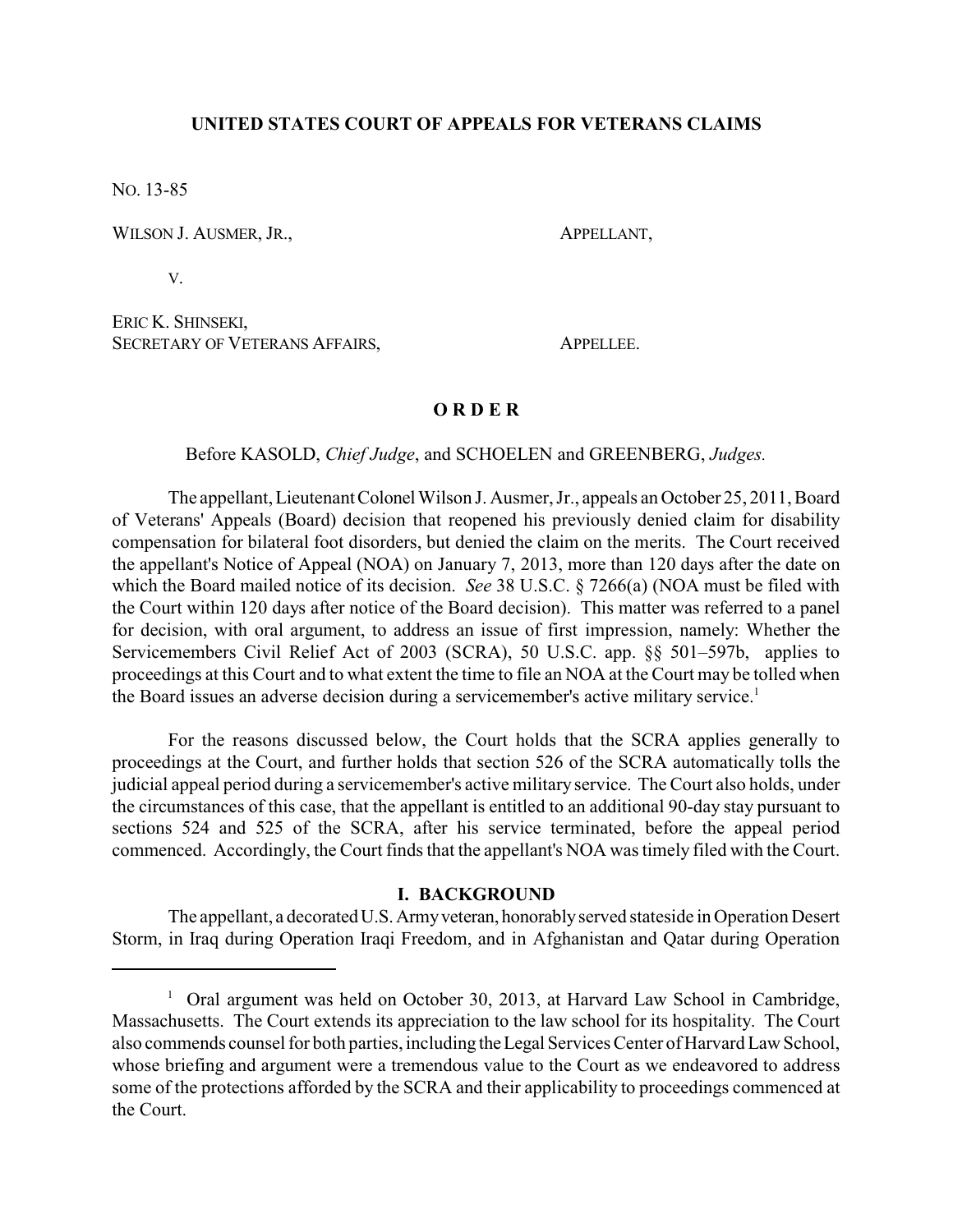**UNITED STATES COURT OF APPEALS FOR VETERANS CLAIMS**

NO. 13-85

WILSON J. AUSMER, JR., APPELLANT,

V.

ERIC K. SHINSEKI,
SECRETARY OF VETERANS AFFAIRS, APPELLEE.

**O R D E R**

Before KASOLD, *Chief Judge*, and SCHOELEN and GREENBERG, *Judges.*

The appellant, Lieutenant Colonel Wilson J. Ausmer, Jr., appeals an October 25, 2011, Board of Veterans' Appeals (Board) decision that reopened his previously denied claim for disability compensation for bilateral foot disorders, but denied the claim on the merits. The Court received the appellant's Notice of Appeal (NOA) on January 7, 2013, more than 120 days after the date on which the Board mailed notice of its decision. *See* 38 U.S.C. § 7266(a) (NOA must be filed with the Court within 120 days after notice of the Board decision). This matter was referred to a panel for decision, with oral argument, to address an issue of first impression, namely: Whether the Servicemembers Civil Relief Act of 2003 (SCRA), 50 U.S.C. app. §§ 501–597b, applies to proceedings at this Court and to what extent the time to file an NOA at the Court may be tolled when the Board issues an adverse decision during a servicemember's active military service.[1]

For the reasons discussed below, the Court holds that the SCRA applies generally to proceedings at the Court, and further holds that section 526 of the SCRA automatically tolls the judicial appeal period during a servicemember's active military service. The Court also holds, under the circumstances of this case, that the appellant is entitled to an additional 90-day stay pursuant to sections 524 and 525 of the SCRA, after his service terminated, before the appeal period commenced. Accordingly, the Court finds that the appellant's NOA was timely filed with the Court.

## I. BACKGROUND

The appellant, a decorated U.S. Army veteran, honorably served stateside in Operation Desert Storm, in Iraq during Operation Iraqi Freedom, and in Afghanistan and Qatar during Operation

[1] Oral argument was held on October 30, 2013, at Harvard Law School in Cambridge, Massachusetts. The Court extends its appreciation to the law school for its hospitality. The Court also commends counsel for both parties, including the Legal Services Center of Harvard Law School, whose briefing and argument were a tremendous value to the Court as we endeavored to address some of the protections afforded by the SCRA and their applicability to proceedings commenced at the Court.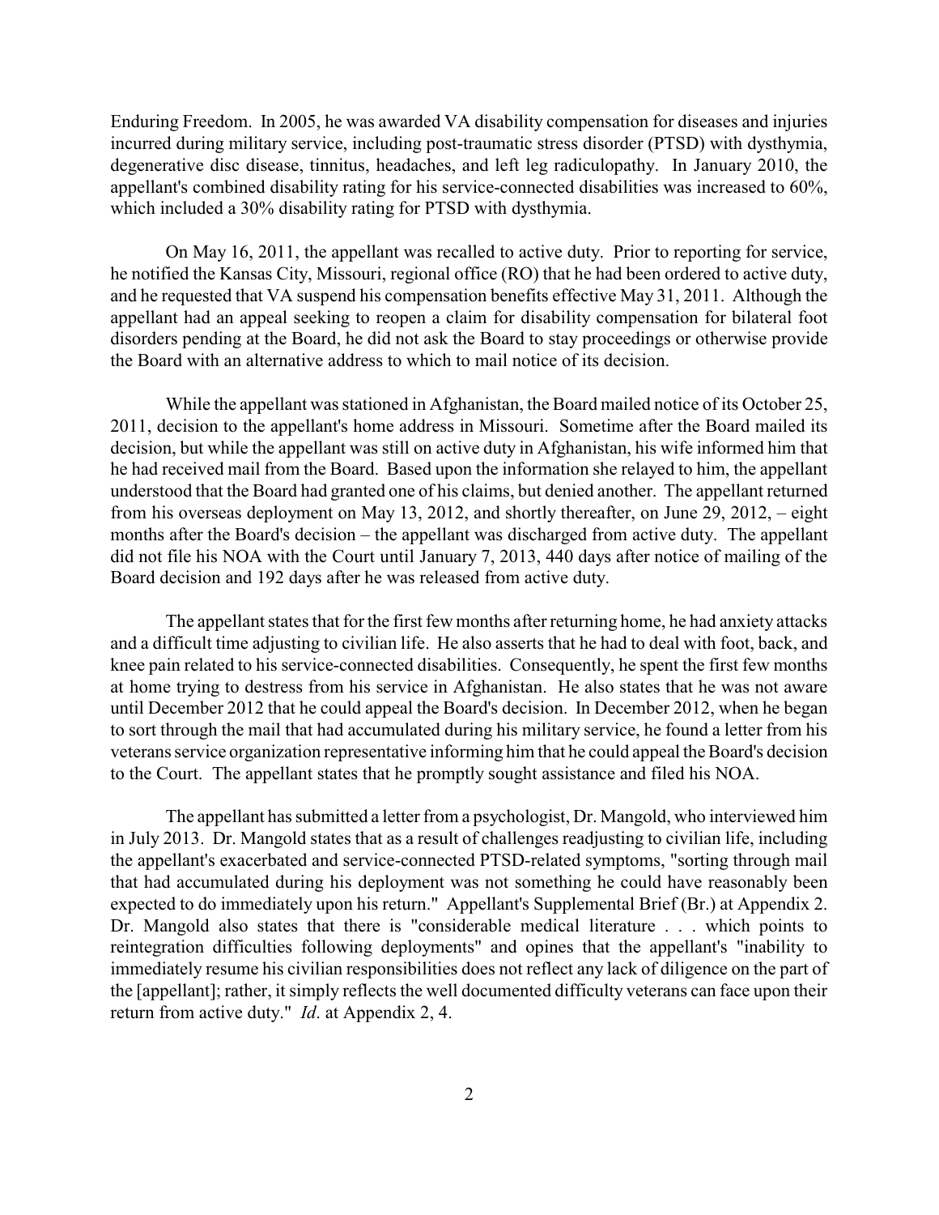Enduring Freedom. In 2005, he was awarded VA disability compensation for diseases and injuries incurred during military service, including post-traumatic stress disorder (PTSD) with dysthymia, degenerative disc disease, tinnitus, headaches, and left leg radiculopathy. In January 2010, the appellant's combined disability rating for his service-connected disabilities was increased to 60%, which included a 30% disability rating for PTSD with dysthymia.

On May 16, 2011, the appellant was recalled to active duty. Prior to reporting for service, he notified the Kansas City, Missouri, regional office (RO) that he had been ordered to active duty, and he requested that VA suspend his compensation benefits effective May 31, 2011. Although the appellant had an appeal seeking to reopen a claim for disability compensation for bilateral foot disorders pending at the Board, he did not ask the Board to stay proceedings or otherwise provide the Board with an alternative address to which to mail notice of its decision.

While the appellant was stationed in Afghanistan, the Board mailed notice of its October 25, 2011, decision to the appellant's home address in Missouri. Sometime after the Board mailed its decision, but while the appellant was still on active duty in Afghanistan, his wife informed him that he had received mail from the Board. Based upon the information she relayed to him, the appellant understood that the Board had granted one of his claims, but denied another. The appellant returned from his overseas deployment on May 13, 2012, and shortly thereafter, on June 29, 2012, – eight months after the Board's decision – the appellant was discharged from active duty. The appellant did not file his NOA with the Court until January 7, 2013, 440 days after notice of mailing of the Board decision and 192 days after he was released from active duty.

The appellant states that for the first few months after returning home, he had anxiety attacks and a difficult time adjusting to civilian life. He also asserts that he had to deal with foot, back, and knee pain related to his service-connected disabilities. Consequently, he spent the first few months at home trying to destress from his service in Afghanistan. He also states that he was not aware until December 2012 that he could appeal the Board's decision. In December 2012, when he began to sort through the mail that had accumulated during his military service, he found a letter from his veterans service organization representative informing him that he could appeal the Board's decision to the Court. The appellant states that he promptly sought assistance and filed his NOA.

The appellant has submitted a letter from a psychologist, Dr. Mangold, who interviewed him in July 2013. Dr. Mangold states that as a result of challenges readjusting to civilian life, including the appellant's exacerbated and service-connected PTSD-related symptoms, "sorting through mail that had accumulated during his deployment was not something he could have reasonably been expected to do immediately upon his return." Appellant's Supplemental Brief (Br.) at Appendix 2. Dr. Mangold also states that there is "considerable medical literature . . . which points to reintegration difficulties following deployments" and opines that the appellant's "inability to immediately resume his civilian responsibilities does not reflect any lack of diligence on the part of the [appellant]; rather, it simply reflects the well documented difficulty veterans can face upon their return from active duty." *Id*. at Appendix 2, 4.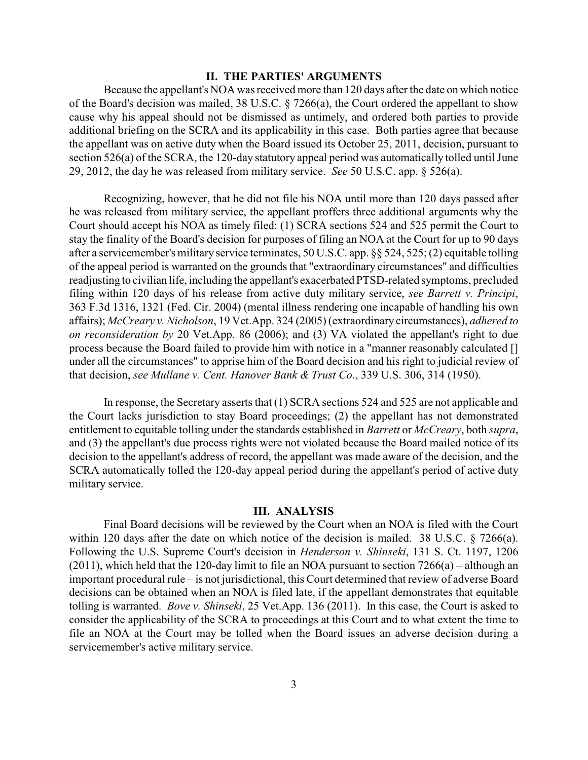## II. THE PARTIES' ARGUMENTS

Because the appellant's NOA was received more than 120 days after the date on which notice of the Board's decision was mailed, 38 U.S.C. § 7266(a), the Court ordered the appellant to show cause why his appeal should not be dismissed as untimely, and ordered both parties to provide additional briefing on the SCRA and its applicability in this case. Both parties agree that because the appellant was on active duty when the Board issued its October 25, 2011, decision, pursuant to section 526(a) of the SCRA, the 120-day statutory appeal period was automatically tolled until June 29, 2012, the day he was released from military service. *See* 50 U.S.C. app. § 526(a).

Recognizing, however, that he did not file his NOA until more than 120 days passed after he was released from military service, the appellant proffers three additional arguments why the Court should accept his NOA as timely filed: (1) SCRA sections 524 and 525 permit the Court to stay the finality of the Board's decision for purposes of filing an NOA at the Court for up to 90 days after a servicemember's military service terminates, 50 U.S.C. app. §§ 524, 525; (2) equitable tolling of the appeal period is warranted on the grounds that "extraordinary circumstances" and difficulties readjusting to civilian life, including the appellant's exacerbated PTSD-related symptoms, precluded filing within 120 days of his release from active duty military service, *see Barrett v. Principi*, 363 F.3d 1316, 1321 (Fed. Cir. 2004) (mental illness rendering one incapable of handling his own affairs); *McCreary v. Nicholson*, 19 Vet.App. 324 (2005) (extraordinary circumstances), *adhered to on reconsideration by* 20 Vet.App. 86 (2006); and (3) VA violated the appellant's right to due process because the Board failed to provide him with notice in a "manner reasonably calculated [] under all the circumstances" to apprise him of the Board decision and his right to judicial review of that decision, *see Mullane v. Cent. Hanover Bank & Trust Co*., 339 U.S. 306, 314 (1950).

In response, the Secretary asserts that (1) SCRA sections 524 and 525 are not applicable and the Court lacks jurisdiction to stay Board proceedings; (2) the appellant has not demonstrated entitlement to equitable tolling under the standards established in *Barrett* or *McCreary*, both *supra*, and (3) the appellant's due process rights were not violated because the Board mailed notice of its decision to the appellant's address of record, the appellant was made aware of the decision, and the SCRA automatically tolled the 120-day appeal period during the appellant's period of active duty military service.

## III. ANALYSIS

Final Board decisions will be reviewed by the Court when an NOA is filed with the Court within 120 days after the date on which notice of the decision is mailed. 38 U.S.C. § 7266(a). Following the U.S. Supreme Court's decision in *Henderson v. Shinseki*, 131 S. Ct. 1197, 1206 (2011), which held that the 120-day limit to file an NOA pursuant to section 7266(a) – although an important procedural rule – is not jurisdictional, this Court determined that review of adverse Board decisions can be obtained when an NOA is filed late, if the appellant demonstrates that equitable tolling is warranted. *Bove v. Shinseki*, 25 Vet.App. 136 (2011). In this case, the Court is asked to consider the applicability of the SCRA to proceedings at this Court and to what extent the time to file an NOA at the Court may be tolled when the Board issues an adverse decision during a servicemember's active military service.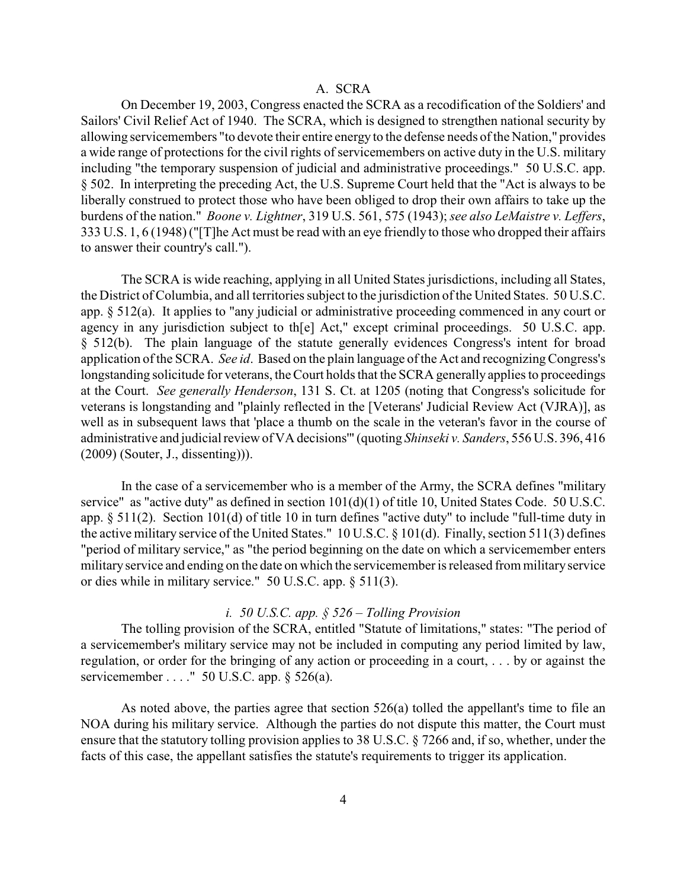## A. SCRA

On December 19, 2003, Congress enacted the SCRA as a recodification of the Soldiers' and Sailors' Civil Relief Act of 1940. The SCRA, which is designed to strengthen national security by allowing servicemembers "to devote their entire energy to the defense needs of the Nation," provides a wide range of protections for the civil rights of servicemembers on active duty in the U.S. military including "the temporary suspension of judicial and administrative proceedings." 50 U.S.C. app. § 502. In interpreting the preceding Act, the U.S. Supreme Court held that the "Act is always to be liberally construed to protect those who have been obliged to drop their own affairs to take up the burdens of the nation." *Boone v. Lightner*, 319 U.S. 561, 575 (1943); *see also LeMaistre v. Leffers*, 333 U.S. 1, 6 (1948) ("[T]he Act must be read with an eye friendly to those who dropped their affairs to answer their country's call.").

The SCRA is wide reaching, applying in all United States jurisdictions, including all States, the District of Columbia, and all territories subject to the jurisdiction of the United States. 50 U.S.C. app. § 512(a). It applies to "any judicial or administrative proceeding commenced in any court or agency in any jurisdiction subject to th[e] Act," except criminal proceedings. 50 U.S.C. app. § 512(b). The plain language of the statute generally evidences Congress's intent for broad application of the SCRA. *See id*. Based on the plain language of the Act and recognizing Congress's longstanding solicitude for veterans, the Court holds that the SCRA generally applies to proceedings at the Court. *See generally Henderson*, 131 S. Ct. at 1205 (noting that Congress's solicitude for veterans is longstanding and "plainly reflected in the [Veterans' Judicial Review Act (VJRA)], as well as in subsequent laws that 'place a thumb on the scale in the veteran's favor in the course of administrative and judicial review of VA decisions'" (quoting *Shinseki v. Sanders*, 556 U.S. 396, 416 (2009) (Souter, J., dissenting))).

In the case of a servicemember who is a member of the Army, the SCRA defines "military service" as "active duty" as defined in section 101(d)(1) of title 10, United States Code. 50 U.S.C. app. § 511(2). Section 101(d) of title 10 in turn defines "active duty" to include "full-time duty in the active military service of the United States." 10 U.S.C. § 101(d). Finally, section 511(3) defines "period of military service," as "the period beginning on the date on which a servicemember enters military service and ending on the date on which the servicemember is released from military service or dies while in military service." 50 U.S.C. app. § 511(3).

### *i. 50 U.S.C. app. § 526 – Tolling Provision*

The tolling provision of the SCRA, entitled "Statute of limitations," states: "The period of a servicemember's military service may not be included in computing any period limited by law, regulation, or order for the bringing of any action or proceeding in a court, . . . by or against the servicemember . . . ." 50 U.S.C. app. § 526(a).

As noted above, the parties agree that section 526(a) tolled the appellant's time to file an NOA during his military service. Although the parties do not dispute this matter, the Court must ensure that the statutory tolling provision applies to 38 U.S.C. § 7266 and, if so, whether, under the facts of this case, the appellant satisfies the statute's requirements to trigger its application.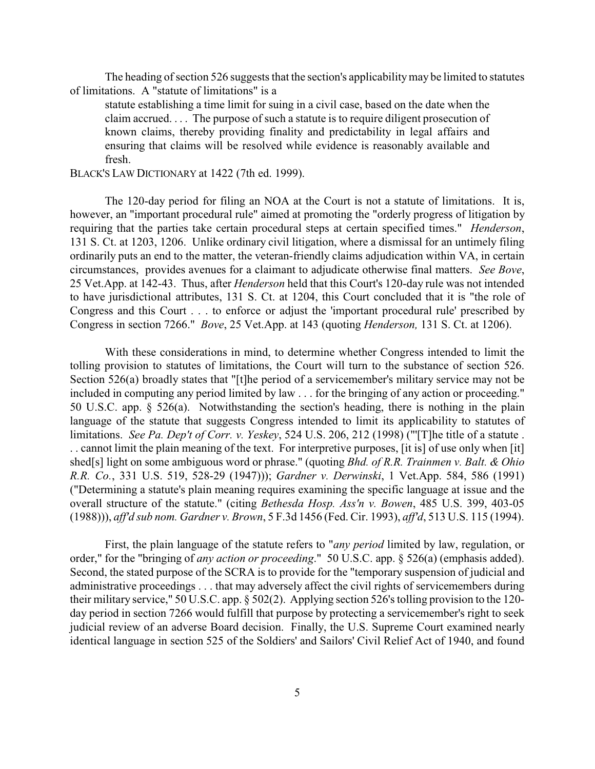The heading of section 526 suggests that the section's applicability may be limited to statutes of limitations. A "statute of limitations" is a

> statute establishing a time limit for suing in a civil case, based on the date when the claim accrued. . . . The purpose of such a statute is to require diligent prosecution of known claims, thereby providing finality and predictability in legal affairs and ensuring that claims will be resolved while evidence is reasonably available and fresh.

BLACK'S LAW DICTIONARY at 1422 (7th ed. 1999).

The 120-day period for filing an NOA at the Court is not a statute of limitations. It is, however, an "important procedural rule" aimed at promoting the "orderly progress of litigation by requiring that the parties take certain procedural steps at certain specified times." *Henderson*, 131 S. Ct. at 1203, 1206. Unlike ordinary civil litigation, where a dismissal for an untimely filing ordinarily puts an end to the matter, the veteran-friendly claims adjudication within VA, in certain circumstances, provides avenues for a claimant to adjudicate otherwise final matters. *See Bove*, 25 Vet.App. at 142-43. Thus, after *Henderson* held that this Court's 120-day rule was not intended to have jurisdictional attributes, 131 S. Ct. at 1204, this Court concluded that it is "the role of Congress and this Court . . . to enforce or adjust the 'important procedural rule' prescribed by Congress in section 7266." *Bove*, 25 Vet.App. at 143 (quoting *Henderson,* 131 S. Ct. at 1206).

With these considerations in mind, to determine whether Congress intended to limit the tolling provision to statutes of limitations, the Court will turn to the substance of section 526. Section 526(a) broadly states that "[t]he period of a servicemember's military service may not be included in computing any period limited by law . . . for the bringing of any action or proceeding." 50 U.S.C. app. § 526(a). Notwithstanding the section's heading, there is nothing in the plain language of the statute that suggests Congress intended to limit its applicability to statutes of limitations. *See Pa. Dep't of Corr. v. Yeskey*, 524 U.S. 206, 212 (1998) ("'[T]he title of a statute . . . cannot limit the plain meaning of the text. For interpretive purposes, [it is] of use only when [it] shed[s] light on some ambiguous word or phrase." (quoting *Bhd. of R.R. Trainmen v. Balt. & Ohio R.R. Co.*, 331 U.S. 519, 528-29 (1947))); *Gardner v. Derwinski*, 1 Vet.App. 584, 586 (1991) ("Determining a statute's plain meaning requires examining the specific language at issue and the overall structure of the statute." (citing *Bethesda Hosp. Ass'n v. Bowen*, 485 U.S. 399, 403-05 (1988))), *aff'd sub nom. Gardner v. Brown*, 5 F.3d 1456 (Fed. Cir. 1993), *aff'd*, 513 U.S. 115 (1994).

First, the plain language of the statute refers to "*any period* limited by law, regulation, or order," for the "bringing of *any action or proceeding*." 50 U.S.C. app. § 526(a) (emphasis added). Second, the stated purpose of the SCRA is to provide for the "temporary suspension of judicial and administrative proceedings . . . that may adversely affect the civil rights of servicemembers during their military service," 50 U.S.C. app. § 502(2). Applying section 526's tolling provision to the 120-day period in section 7266 would fulfill that purpose by protecting a servicemember's right to seek judicial review of an adverse Board decision. Finally, the U.S. Supreme Court examined nearly identical language in section 525 of the Soldiers' and Sailors' Civil Relief Act of 1940, and found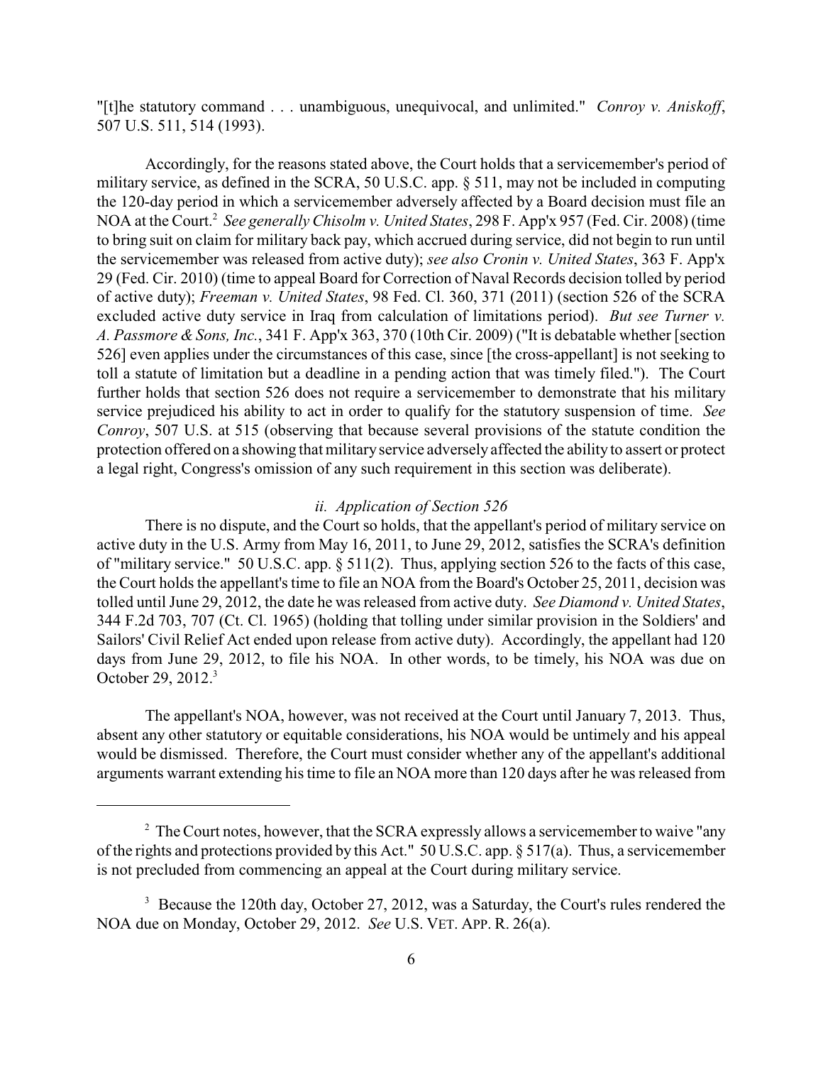"[t]he statutory command . . . unambiguous, unequivocal, and unlimited." *Conroy v. Aniskoff*, 507 U.S. 511, 514 (1993).

Accordingly, for the reasons stated above, the Court holds that a servicemember's period of military service, as defined in the SCRA, 50 U.S.C. app. § 511, may not be included in computing the 120-day period in which a servicemember adversely affected by a Board decision must file an NOA at the Court.[2] *See generally Chisolm v. United States*, 298 F. App'x 957 (Fed. Cir. 2008) (time to bring suit on claim for military back pay, which accrued during service, did not begin to run until the servicemember was released from active duty); *see also Cronin v. United States*, 363 F. App'x 29 (Fed. Cir. 2010) (time to appeal Board for Correction of Naval Records decision tolled by period of active duty); *Freeman v. United States*, 98 Fed. Cl. 360, 371 (2011) (section 526 of the SCRA excluded active duty service in Iraq from calculation of limitations period). *But see Turner v. A. Passmore & Sons, Inc.*, 341 F. App'x 363, 370 (10th Cir. 2009) ("It is debatable whether [section 526] even applies under the circumstances of this case, since [the cross-appellant] is not seeking to toll a statute of limitation but a deadline in a pending action that was timely filed."). The Court further holds that section 526 does not require a servicemember to demonstrate that his military service prejudiced his ability to act in order to qualify for the statutory suspension of time. *See Conroy*, 507 U.S. at 515 (observing that because several provisions of the statute condition the protection offered on a showing that military service adversely affected the ability to assert or protect a legal right, Congress's omission of any such requirement in this section was deliberate).

*ii. Application of Section 526*

There is no dispute, and the Court so holds, that the appellant's period of military service on active duty in the U.S. Army from May 16, 2011, to June 29, 2012, satisfies the SCRA's definition of "military service." 50 U.S.C. app. § 511(2). Thus, applying section 526 to the facts of this case, the Court holds the appellant's time to file an NOA from the Board's October 25, 2011, decision was tolled until June 29, 2012, the date he was released from active duty. *See Diamond v. United States*, 344 F.2d 703, 707 (Ct. Cl. 1965) (holding that tolling under similar provision in the Soldiers' and Sailors' Civil Relief Act ended upon release from active duty). Accordingly, the appellant had 120 days from June 29, 2012, to file his NOA. In other words, to be timely, his NOA was due on October 29, 2012.[3]

The appellant's NOA, however, was not received at the Court until January 7, 2013. Thus, absent any other statutory or equitable considerations, his NOA would be untimely and his appeal would be dismissed. Therefore, the Court must consider whether any of the appellant's additional arguments warrant extending his time to file an NOA more than 120 days after he was released from

---

[2] The Court notes, however, that the SCRA expressly allows a servicemember to waive "any of the rights and protections provided by this Act." 50 U.S.C. app. § 517(a). Thus, a servicemember is not precluded from commencing an appeal at the Court during military service.

[3] Because the 120th day, October 27, 2012, was a Saturday, the Court's rules rendered the NOA due on Monday, October 29, 2012. *See* U.S. VET. APP. R. 26(a).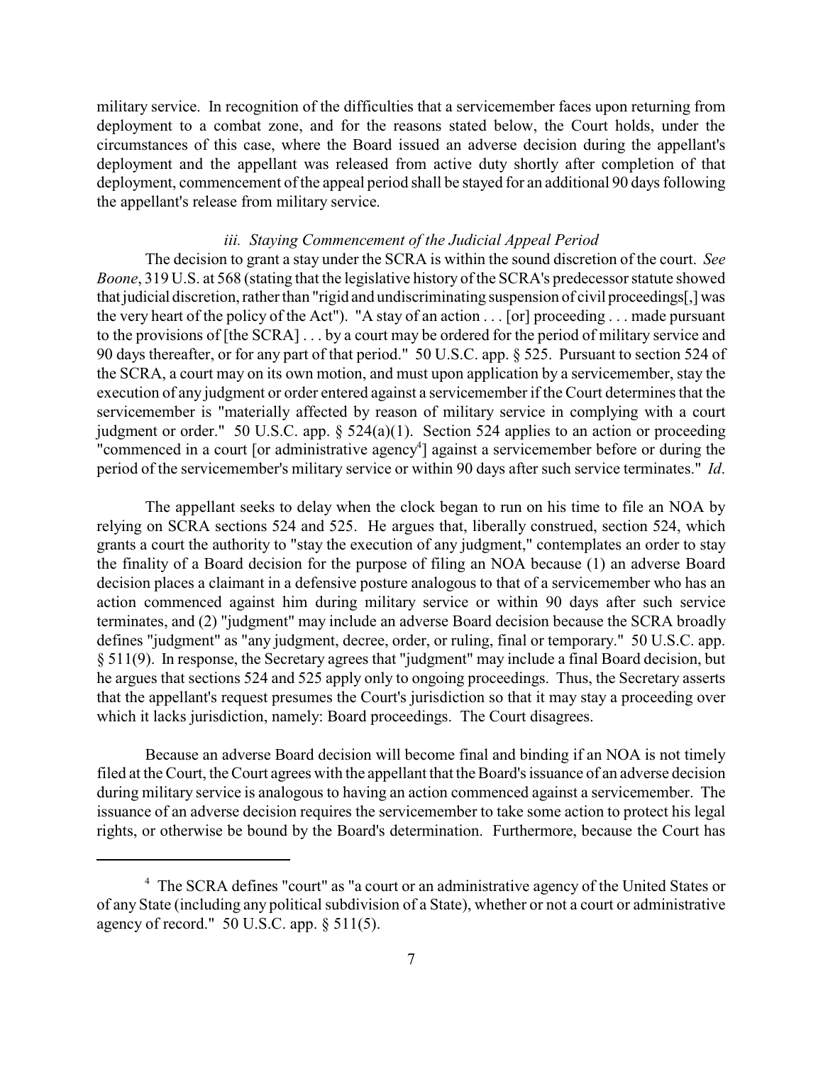military service. In recognition of the difficulties that a servicemember faces upon returning from deployment to a combat zone, and for the reasons stated below, the Court holds, under the circumstances of this case, where the Board issued an adverse decision during the appellant's deployment and the appellant was released from active duty shortly after completion of that deployment, commencement of the appeal period shall be stayed for an additional 90 days following the appellant's release from military service.

*iii. Staying Commencement of the Judicial Appeal Period*

The decision to grant a stay under the SCRA is within the sound discretion of the court. *See Boone*, 319 U.S. at 568 (stating that the legislative history of the SCRA's predecessor statute showed that judicial discretion, rather than "rigid and undiscriminating suspension of civil proceedings[,] was the very heart of the policy of the Act"). "A stay of an action . . . [or] proceeding . . . made pursuant to the provisions of [the SCRA] . . . by a court may be ordered for the period of military service and 90 days thereafter, or for any part of that period." 50 U.S.C. app. § 525. Pursuant to section 524 of the SCRA, a court may on its own motion, and must upon application by a servicemember, stay the execution of any judgment or order entered against a servicemember if the Court determines that the servicemember is "materially affected by reason of military service in complying with a court judgment or order." 50 U.S.C. app. § 524(a)(1). Section 524 applies to an action or proceeding "commenced in a court [or administrative agency[4]] against a servicemember before or during the period of the servicemember's military service or within 90 days after such service terminates." *Id*.

The appellant seeks to delay when the clock began to run on his time to file an NOA by relying on SCRA sections 524 and 525. He argues that, liberally construed, section 524, which grants a court the authority to "stay the execution of any judgment," contemplates an order to stay the finality of a Board decision for the purpose of filing an NOA because (1) an adverse Board decision places a claimant in a defensive posture analogous to that of a servicemember who has an action commenced against him during military service or within 90 days after such service terminates, and (2) "judgment" may include an adverse Board decision because the SCRA broadly defines "judgment" as "any judgment, decree, order, or ruling, final or temporary." 50 U.S.C. app. § 511(9). In response, the Secretary agrees that "judgment" may include a final Board decision, but he argues that sections 524 and 525 apply only to ongoing proceedings. Thus, the Secretary asserts that the appellant's request presumes the Court's jurisdiction so that it may stay a proceeding over which it lacks jurisdiction, namely: Board proceedings. The Court disagrees.

Because an adverse Board decision will become final and binding if an NOA is not timely filed at the Court, the Court agrees with the appellant that the Board's issuance of an adverse decision during military service is analogous to having an action commenced against a servicemember. The issuance of an adverse decision requires the servicemember to take some action to protect his legal rights, or otherwise be bound by the Board's determination. Furthermore, because the Court has

---

[4] The SCRA defines "court" as "a court or an administrative agency of the United States or of any State (including any political subdivision of a State), whether or not a court or administrative agency of record." 50 U.S.C. app. § 511(5).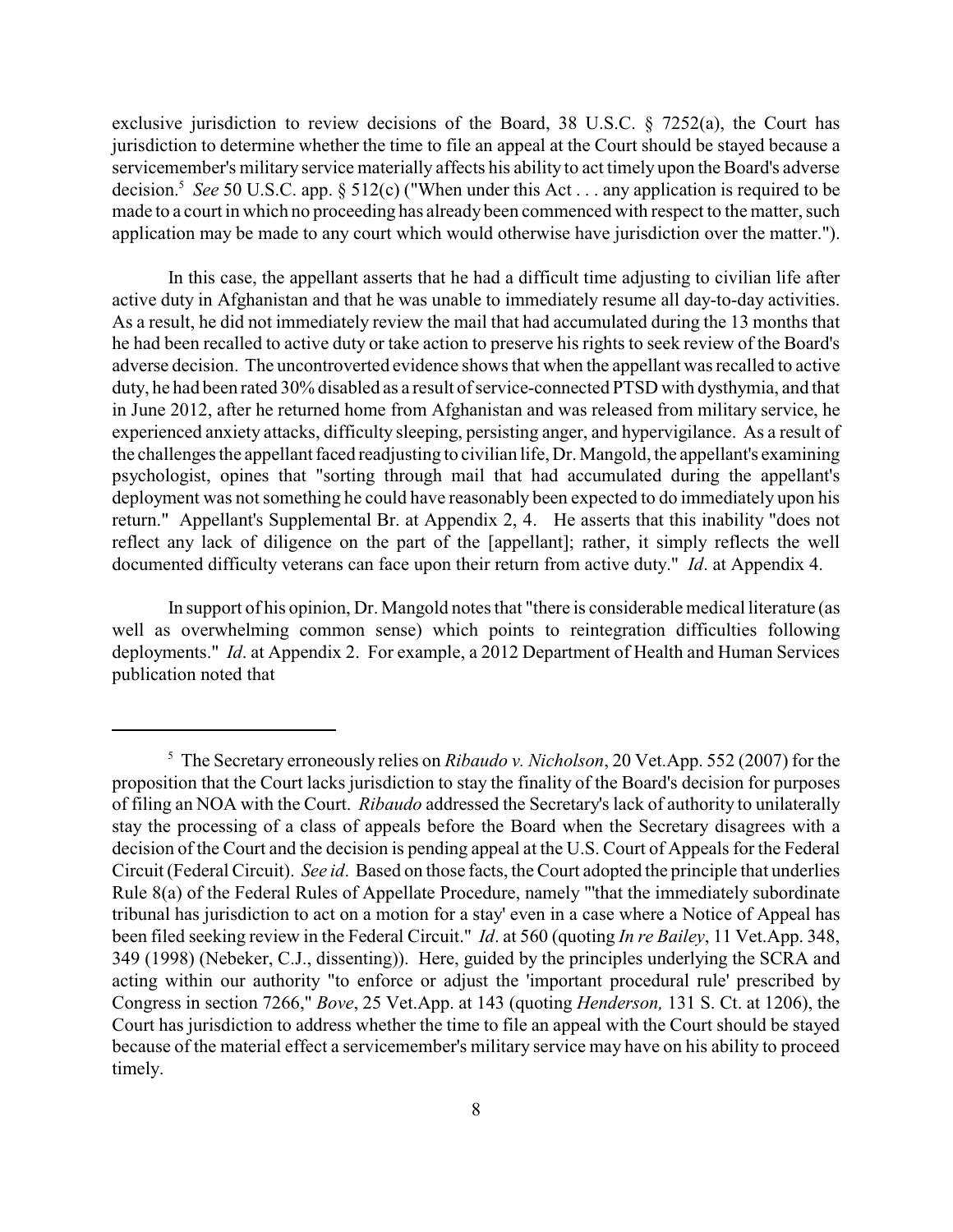exclusive jurisdiction to review decisions of the Board, 38 U.S.C. § 7252(a), the Court has jurisdiction to determine whether the time to file an appeal at the Court should be stayed because a servicemember's military service materially affects his ability to act timely upon the Board's adverse decision.[5] *See* 50 U.S.C. app. § 512(c) ("When under this Act . . . any application is required to be made to a court in which no proceeding has already been commenced with respect to the matter, such application may be made to any court which would otherwise have jurisdiction over the matter.").

In this case, the appellant asserts that he had a difficult time adjusting to civilian life after active duty in Afghanistan and that he was unable to immediately resume all day-to-day activities. As a result, he did not immediately review the mail that had accumulated during the 13 months that he had been recalled to active duty or take action to preserve his rights to seek review of the Board's adverse decision. The uncontroverted evidence shows that when the appellant was recalled to active duty, he had been rated 30% disabled as a result of service-connected PTSD with dysthymia, and that in June 2012, after he returned home from Afghanistan and was released from military service, he experienced anxiety attacks, difficulty sleeping, persisting anger, and hypervigilance. As a result of the challenges the appellant faced readjusting to civilian life, Dr. Mangold, the appellant's examining psychologist, opines that "sorting through mail that had accumulated during the appellant's deployment was not something he could have reasonably been expected to do immediately upon his return." Appellant's Supplemental Br. at Appendix 2, 4. He asserts that this inability "does not reflect any lack of diligence on the part of the [appellant]; rather, it simply reflects the well documented difficulty veterans can face upon their return from active duty." *Id*. at Appendix 4.

In support of his opinion, Dr. Mangold notes that "there is considerable medical literature (as well as overwhelming common sense) which points to reintegration difficulties following deployments." *Id*. at Appendix 2. For example, a 2012 Department of Health and Human Services publication noted that

---

[5] The Secretary erroneously relies on *Ribaudo v. Nicholson*, 20 Vet.App. 552 (2007) for the proposition that the Court lacks jurisdiction to stay the finality of the Board's decision for purposes of filing an NOA with the Court. *Ribaudo* addressed the Secretary's lack of authority to unilaterally stay the processing of a class of appeals before the Board when the Secretary disagrees with a decision of the Court and the decision is pending appeal at the U.S. Court of Appeals for the Federal Circuit (Federal Circuit). *See id*. Based on those facts, the Court adopted the principle that underlies Rule 8(a) of the Federal Rules of Appellate Procedure, namely "'that the immediately subordinate tribunal has jurisdiction to act on a motion for a stay' even in a case where a Notice of Appeal has been filed seeking review in the Federal Circuit." *Id*. at 560 (quoting *In re Bailey*, 11 Vet.App. 348, 349 (1998) (Nebeker, C.J., dissenting)). Here, guided by the principles underlying the SCRA and acting within our authority "to enforce or adjust the 'important procedural rule' prescribed by Congress in section 7266," *Bove*, 25 Vet.App. at 143 (quoting *Henderson,* 131 S. Ct. at 1206), the Court has jurisdiction to address whether the time to file an appeal with the Court should be stayed because of the material effect a servicemember's military service may have on his ability to proceed timely.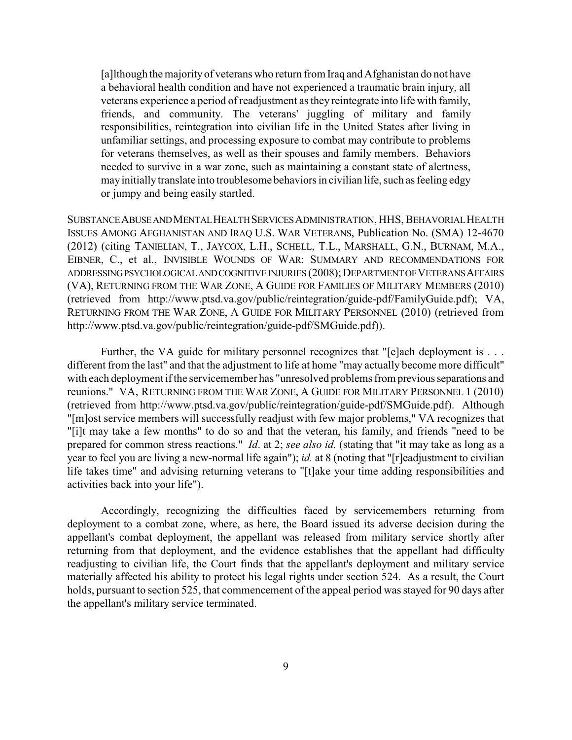> [a]lthough the majority of veterans who return from Iraq and Afghanistan do not have a behavioral health condition and have not experienced a traumatic brain injury, all veterans experience a period of readjustment as they reintegrate into life with family, friends, and community. The veterans' juggling of military and family responsibilities, reintegration into civilian life in the United States after living in unfamiliar settings, and processing exposure to combat may contribute to problems for veterans themselves, as well as their spouses and family members. Behaviors needed to survive in a war zone, such as maintaining a constant state of alertness, may initially translate into troublesome behaviors in civilian life, such as feeling edgy or jumpy and being easily startled.

SUBSTANCE ABUSE AND MENTAL HEALTH SERVICES ADMINISTRATION, HHS, BEHAVORIAL HEALTH ISSUES AMONG AFGHANISTAN AND IRAQ U.S. WAR VETERANS, Publication No. (SMA) 12-4670 (2012) (citing TANIELIAN, T., JAYCOX, L.H., SCHELL, T.L., MARSHALL, G.N., BURNAM, M.A., EIBNER, C., et al., INVISIBLE WOUNDS OF WAR: SUMMARY AND RECOMMENDATIONS FOR ADDRESSING PSYCHOLOGICAL AND COGNITIVE INJURIES (2008); DEPARTMENT OF VETERANS AFFAIRS (VA), RETURNING FROM THE WAR ZONE, A GUIDE FOR FAMILIES OF MILITARY MEMBERS (2010) (retrieved from http://www.ptsd.va.gov/public/reintegration/guide-pdf/FamilyGuide.pdf); VA, RETURNING FROM THE WAR ZONE, A GUIDE FOR MILITARY PERSONNEL (2010) (retrieved from http://www.ptsd.va.gov/public/reintegration/guide-pdf/SMGuide.pdf)).

Further, the VA guide for military personnel recognizes that "[e]ach deployment is . . . different from the last" and that the adjustment to life at home "may actually become more difficult" with each deployment if the servicemember has "unresolved problems from previous separations and reunions." VA, RETURNING FROM THE WAR ZONE, A GUIDE FOR MILITARY PERSONNEL 1 (2010) (retrieved from http://www.ptsd.va.gov/public/reintegration/guide-pdf/SMGuide.pdf). Although "[m]ost service members will successfully readjust with few major problems," VA recognizes that "[i]t may take a few months" to do so and that the veteran, his family, and friends "need to be prepared for common stress reactions." *Id*. at 2; *see also id.* (stating that "it may take as long as a year to feel you are living a new-normal life again"); *id.* at 8 (noting that "[r]eadjustment to civilian life takes time" and advising returning veterans to "[t]ake your time adding responsibilities and activities back into your life").

Accordingly, recognizing the difficulties faced by servicemembers returning from deployment to a combat zone, where, as here, the Board issued its adverse decision during the appellant's combat deployment, the appellant was released from military service shortly after returning from that deployment, and the evidence establishes that the appellant had difficulty readjusting to civilian life, the Court finds that the appellant's deployment and military service materially affected his ability to protect his legal rights under section 524. As a result, the Court holds, pursuant to section 525, that commencement of the appeal period was stayed for 90 days after the appellant's military service terminated.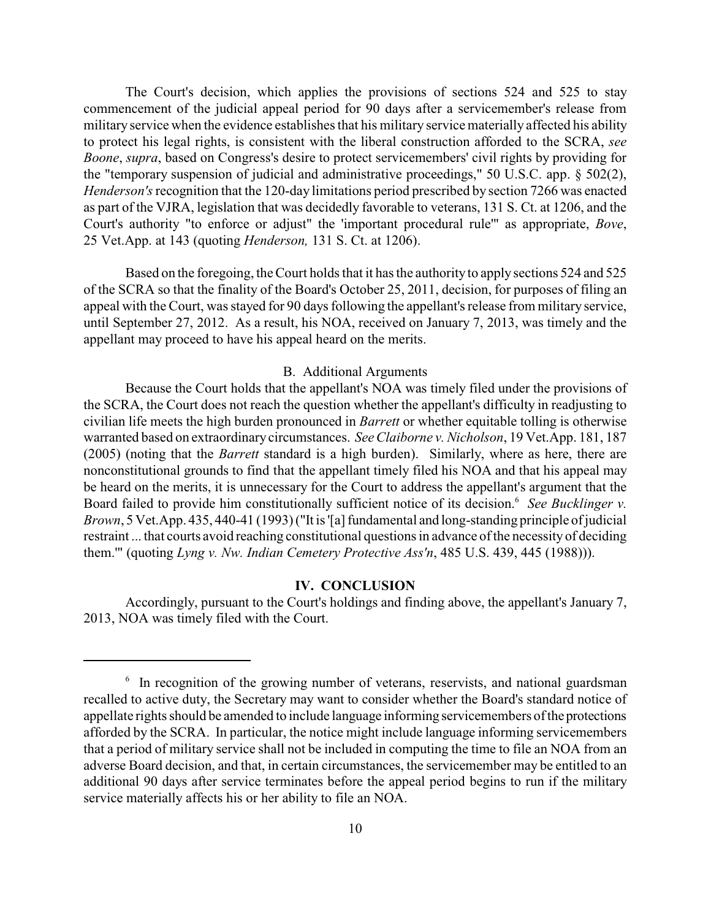The Court's decision, which applies the provisions of sections 524 and 525 to stay commencement of the judicial appeal period for 90 days after a servicemember's release from military service when the evidence establishes that his military service materially affected his ability to protect his legal rights, is consistent with the liberal construction afforded to the SCRA, *see Boone*, *supra*, based on Congress's desire to protect servicemembers' civil rights by providing for the "temporary suspension of judicial and administrative proceedings," 50 U.S.C. app. § 502(2), *Henderson's* recognition that the 120-day limitations period prescribed by section 7266 was enacted as part of the VJRA, legislation that was decidedly favorable to veterans, 131 S. Ct. at 1206, and the Court's authority "to enforce or adjust" the 'important procedural rule'" as appropriate, *Bove*, 25 Vet.App. at 143 (quoting *Henderson,* 131 S. Ct. at 1206).

Based on the foregoing, the Court holds that it has the authority to apply sections 524 and 525 of the SCRA so that the finality of the Board's October 25, 2011, decision, for purposes of filing an appeal with the Court, was stayed for 90 days following the appellant's release from military service, until September 27, 2012. As a result, his NOA, received on January 7, 2013, was timely and the appellant may proceed to have his appeal heard on the merits.

### B. Additional Arguments

Because the Court holds that the appellant's NOA was timely filed under the provisions of the SCRA, the Court does not reach the question whether the appellant's difficulty in readjusting to civilian life meets the high burden pronounced in *Barrett* or whether equitable tolling is otherwise warranted based on extraordinary circumstances. *See Claiborne v. Nicholson*, 19 Vet.App. 181, 187 (2005) (noting that the *Barrett* standard is a high burden). Similarly, where as here, there are nonconstitutional grounds to find that the appellant timely filed his NOA and that his appeal may be heard on the merits, it is unnecessary for the Court to address the appellant's argument that the Board failed to provide him constitutionally sufficient notice of its decision.[6] *See Bucklinger v. Brown*, 5 Vet.App. 435, 440-41 (1993) ("It is '[a] fundamental and long-standing principle of judicial restraint ... that courts avoid reaching constitutional questions in advance of the necessity of deciding them.'" (quoting *Lyng v. Nw. Indian Cemetery Protective Ass'n*, 485 U.S. 439, 445 (1988))).

## IV. CONCLUSION

Accordingly, pursuant to the Court's holdings and finding above, the appellant's January 7, 2013, NOA was timely filed with the Court.

---

[6] In recognition of the growing number of veterans, reservists, and national guardsman recalled to active duty, the Secretary may want to consider whether the Board's standard notice of appellate rights should be amended to include language informing servicemembers of the protections afforded by the SCRA. In particular, the notice might include language informing servicemembers that a period of military service shall not be included in computing the time to file an NOA from an adverse Board decision, and that, in certain circumstances, the servicemember may be entitled to an additional 90 days after service terminates before the appeal period begins to run if the military service materially affects his or her ability to file an NOA.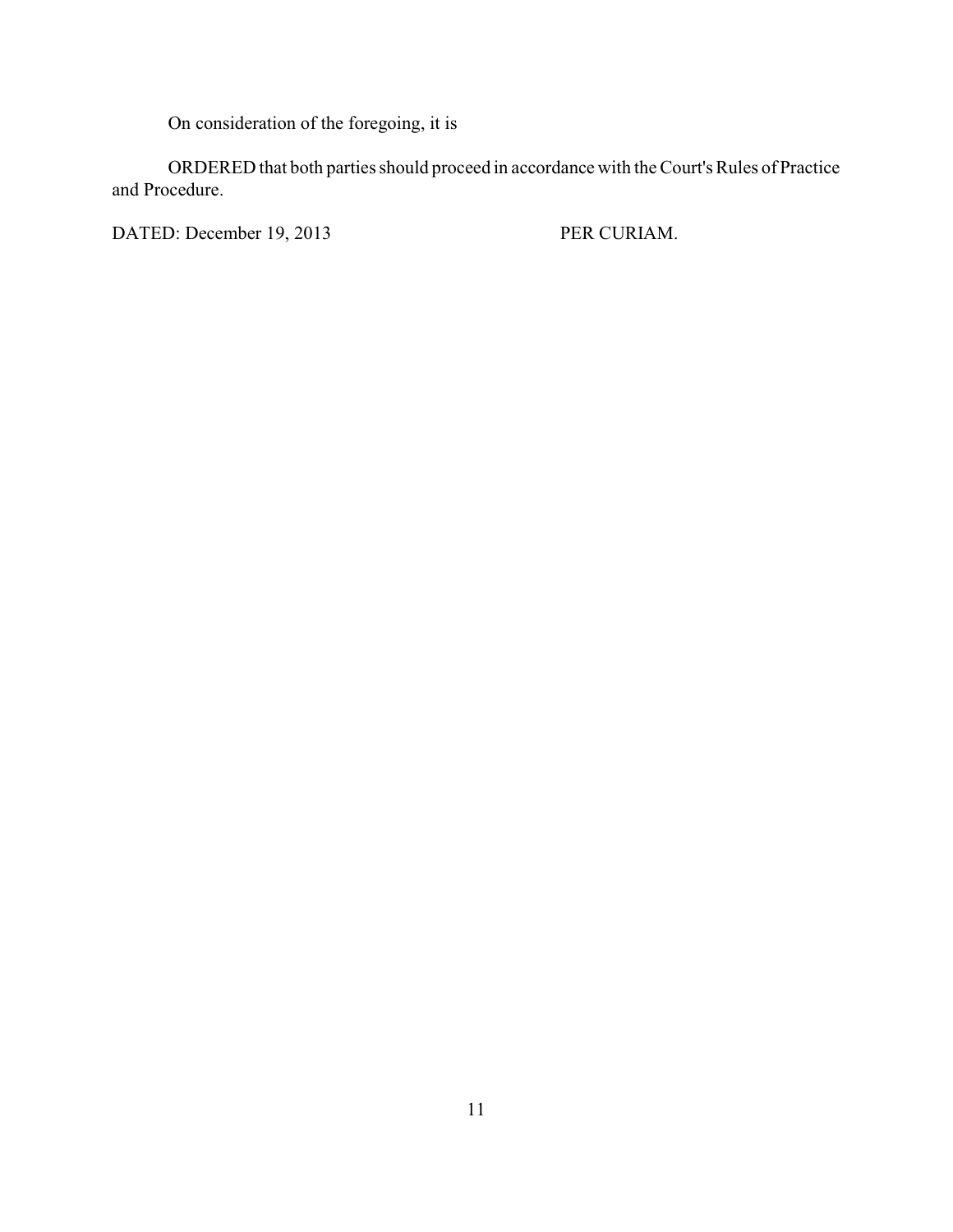On consideration of the foregoing, it is

ORDERED that both parties should proceed in accordance with the Court's Rules of Practice and Procedure.

DATED: December 19, 2013 PER CURIAM.